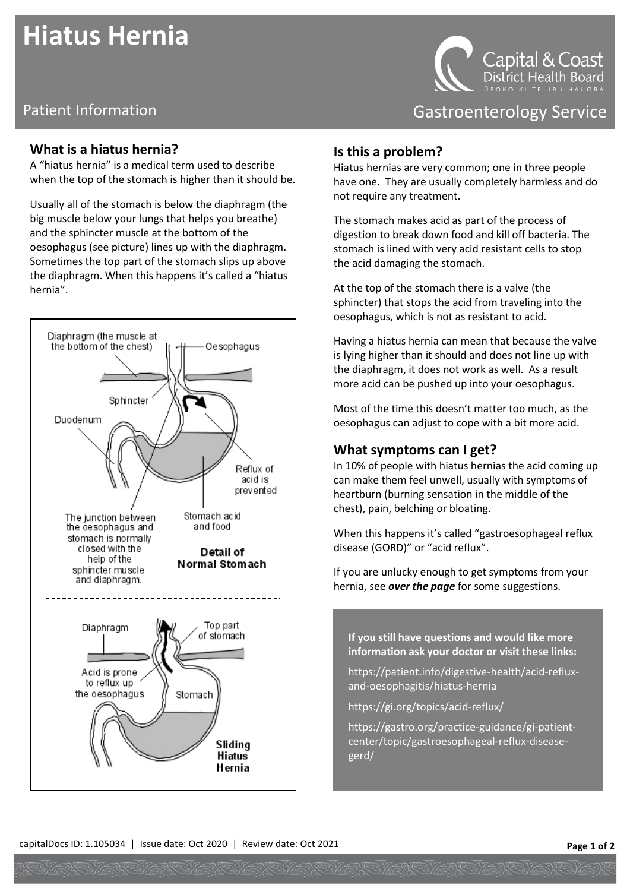# Hiatus Hernia

Patient Information

Capital & Coast District Health Board
ŪPOKO KI TE URU HAUORA

Gastroenterology Service

## What is a hiatus hernia?

A "hiatus hernia" is a medical term used to describe when the top of the stomach is higher than it should be.

Usually all of the stomach is below the diaphragm (the big muscle below your lungs that helps you breathe) and the sphincter muscle at the bottom of the oesophagus (see picture) lines up with the diaphragm. Sometimes the top part of the stomach slips up above the diaphragm. When this happens it's called a "hiatus hernia".

Diaphragm (the muscle at the bottom of the chest) | Oesophagus | Sphincter | Duodenum | Reflux of acid is prevented | The junction between the oesophagus and stomach is normally closed with the help of the sphincter muscle and diaphragm. | Stomach acid and food

**Detail of Normal Stomach**

Diaphragm | Top part of stomach | Acid is prone to reflux up the oesophagus | Stomach

**Sliding Hiatus Hernia**

## Is this a problem?

Hiatus hernias are very common; one in three people have one. They are usually completely harmless and do not require any treatment.

The stomach makes acid as part of the process of digestion to break down food and kill off bacteria. The stomach is lined with very acid resistant cells to stop the acid damaging the stomach.

At the top of the stomach there is a valve (the sphincter) that stops the acid from traveling into the oesophagus, which is not as resistant to acid.

Having a hiatus hernia can mean that because the valve is lying higher than it should and does not line up with the diaphragm, it does not work as well. As a result more acid can be pushed up into your oesophagus.

Most of the time this doesn't matter too much, as the oesophagus can adjust to cope with a bit more acid.

## What symptoms can I get?

In 10% of people with hiatus hernias the acid coming up can make them feel unwell, usually with symptoms of heartburn (burning sensation in the middle of the chest), pain, belching or bloating.

When this happens it's called "gastroesophageal reflux disease (GORD)" or "acid reflux".

If you are unlucky enough to get symptoms from your hernia, see ***over the page*** for some suggestions.

**If you still have questions and would like more information ask your doctor or visit these links:**

https://patient.info/digestive-health/acid-reflux-and-oesophagitis/hiatus-hernia

https://gi.org/topics/acid-reflux/

https://gastro.org/practice-guidance/gi-patient-center/topic/gastroesophageal-reflux-disease-gerd/

capitalDocs ID: 1.105034 | Issue date: Oct 2020 | Review date: Oct 2021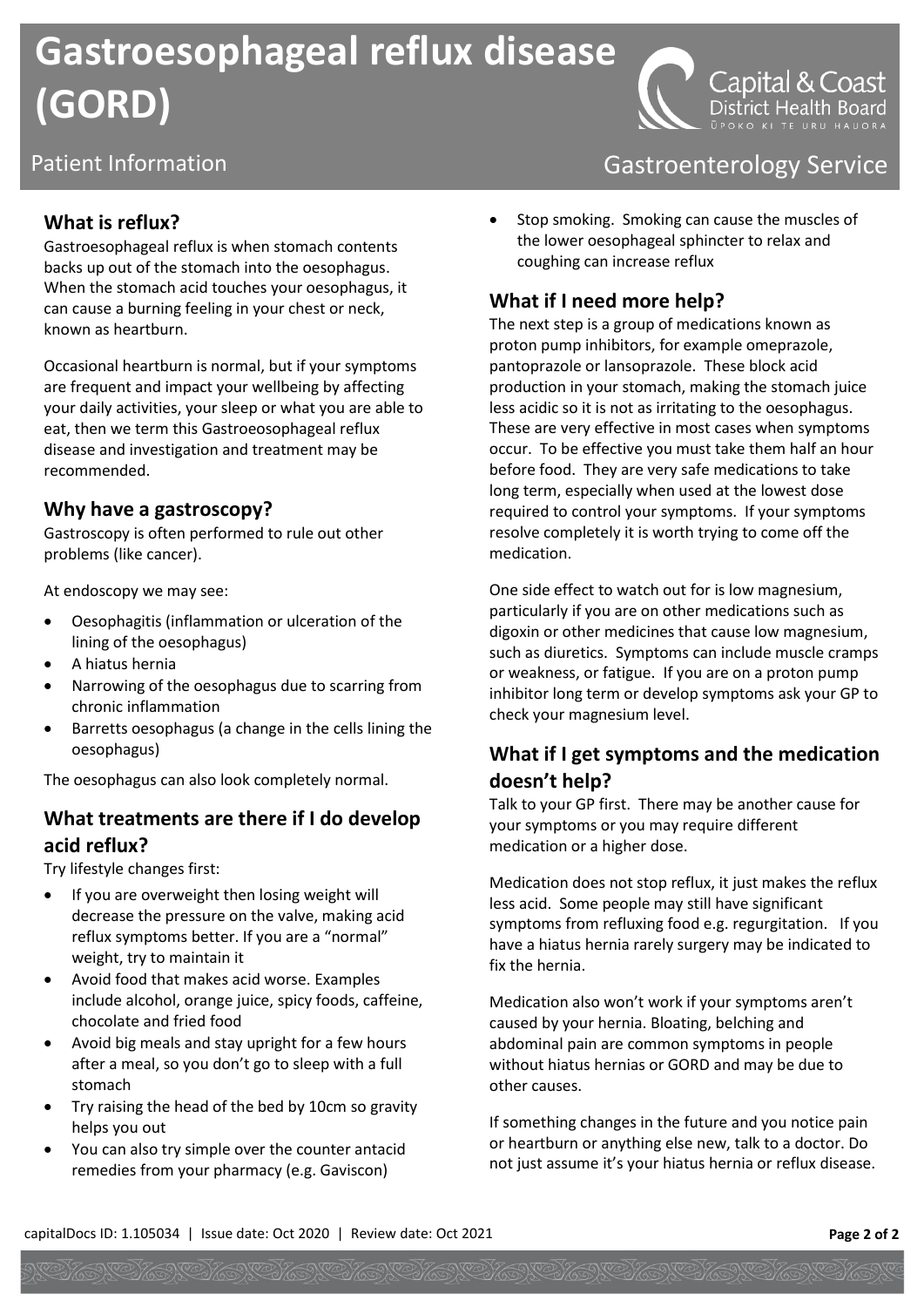# Gastroesophageal reflux disease (GORD)

Patient Information

Capital & Coast District Health Board
Ūpoko ki te Uru Hauora

Gastroenterology Service

## What is reflux?

Gastroesophageal reflux is when stomach contents backs up out of the stomach into the oesophagus. When the stomach acid touches your oesophagus, it can cause a burning feeling in your chest or neck, known as heartburn.

Occasional heartburn is normal, but if your symptoms are frequent and impact your wellbeing by affecting your daily activities, your sleep or what you are able to eat, then we term this Gastroeosophageal reflux disease and investigation and treatment may be recommended.

## Why have a gastroscopy?

Gastroscopy is often performed to rule out other problems (like cancer).

At endoscopy we may see:

- Oesophagitis (inflammation or ulceration of the lining of the oesophagus)
- A hiatus hernia
- Narrowing of the oesophagus due to scarring from chronic inflammation
- Barretts oesophagus (a change in the cells lining the oesophagus)

The oesophagus can also look completely normal.

## What treatments are there if I do develop acid reflux?

Try lifestyle changes first:

- If you are overweight then losing weight will decrease the pressure on the valve, making acid reflux symptoms better. If you are a "normal" weight, try to maintain it
- Avoid food that makes acid worse. Examples include alcohol, orange juice, spicy foods, caffeine, chocolate and fried food
- Avoid big meals and stay upright for a few hours after a meal, so you don't go to sleep with a full stomach
- Try raising the head of the bed by 10cm so gravity helps you out
- You can also try simple over the counter antacid remedies from your pharmacy (e.g. Gaviscon)
- Stop smoking. Smoking can cause the muscles of the lower oesophageal sphincter to relax and coughing can increase reflux

## What if I need more help?

The next step is a group of medications known as proton pump inhibitors, for example omeprazole, pantoprazole or lansoprazole. These block acid production in your stomach, making the stomach juice less acidic so it is not as irritating to the oesophagus. These are very effective in most cases when symptoms occur. To be effective you must take them half an hour before food. They are very safe medications to take long term, especially when used at the lowest dose required to control your symptoms. If your symptoms resolve completely it is worth trying to come off the medication.

One side effect to watch out for is low magnesium, particularly if you are on other medications such as digoxin or other medicines that cause low magnesium, such as diuretics. Symptoms can include muscle cramps or weakness, or fatigue. If you are on a proton pump inhibitor long term or develop symptoms ask your GP to check your magnesium level.

## What if I get symptoms and the medication doesn't help?

Talk to your GP first. There may be another cause for your symptoms or you may require different medication or a higher dose.

Medication does not stop reflux, it just makes the reflux less acid. Some people may still have significant symptoms from refluxing food e.g. regurgitation. If you have a hiatus hernia rarely surgery may be indicated to fix the hernia.

Medication also won't work if your symptoms aren't caused by your hernia. Bloating, belching and abdominal pain are common symptoms in people without hiatus hernias or GORD and may be due to other causes.

If something changes in the future and you notice pain or heartburn or anything else new, talk to a doctor. Do not just assume it's your hiatus hernia or reflux disease.

capitalDocs ID: 1.105034 | Issue date: Oct 2020 | Review date: Oct 2021